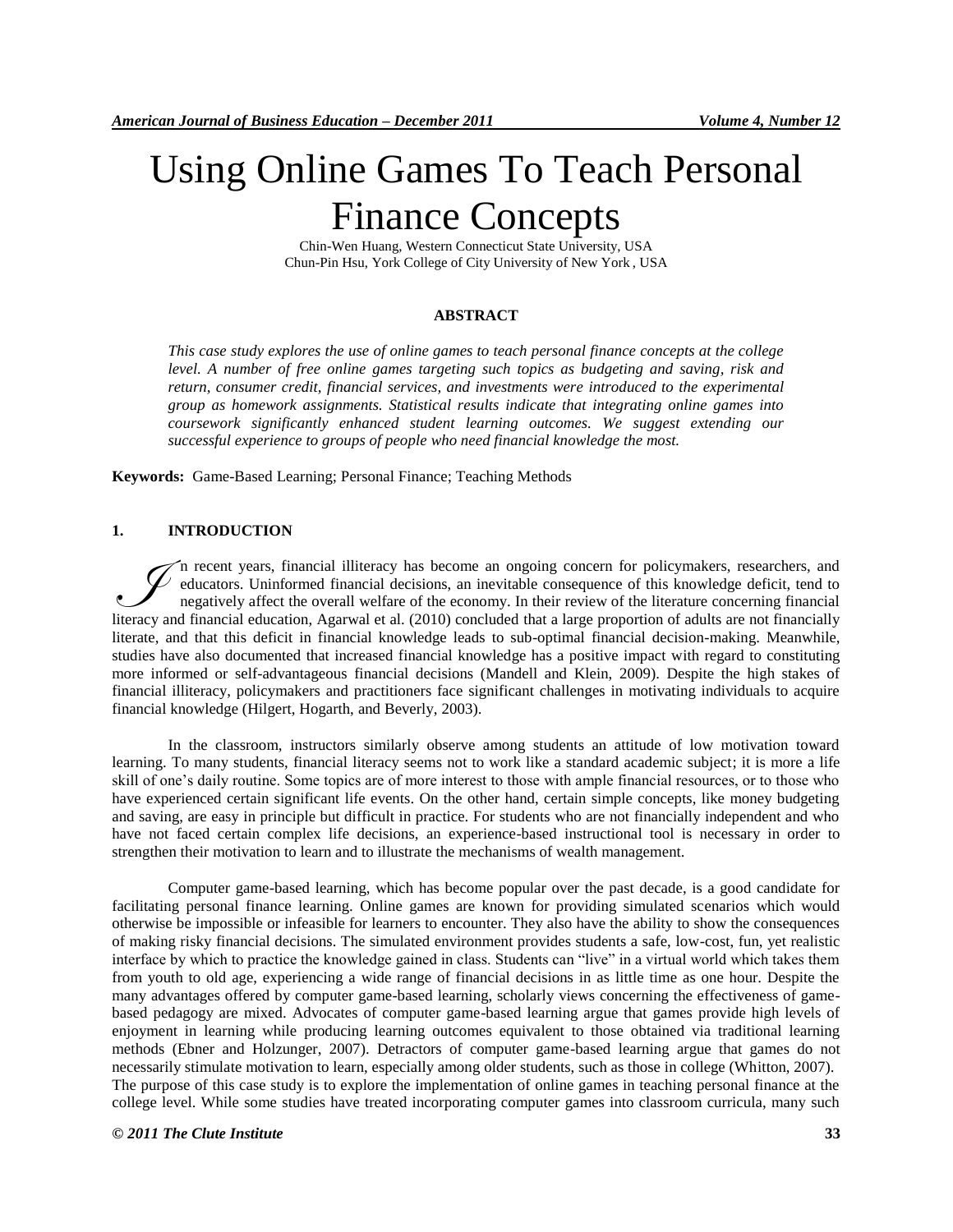# Using Online Games To Teach Personal Finance Concepts

Chin-Wen Huang, Western Connecticut State University, USA
Chun-Pin Hsu, York College of City University of New York, USA

## ABSTRACT

*This case study explores the use of online games to teach personal finance concepts at the college level. A number of free online games targeting such topics as budgeting and saving, risk and return, consumer credit, financial services, and investments were introduced to the experimental group as homework assignments. Statistical results indicate that integrating online games into coursework significantly enhanced student learning outcomes. We suggest extending our successful experience to groups of people who need financial knowledge the most.*

**Keywords:** Game-Based Learning; Personal Finance; Teaching Methods

## 1. INTRODUCTION

In recent years, financial illiteracy has become an ongoing concern for policymakers, researchers, and educators. Uninformed financial decisions, an inevitable consequence of this knowledge deficit, tend to negatively affect the overall welfare of the economy. In their review of the literature concerning financial literacy and financial education, Agarwal et al. (2010) concluded that a large proportion of adults are not financially literate, and that this deficit in financial knowledge leads to sub-optimal financial decision-making. Meanwhile, studies have also documented that increased financial knowledge has a positive impact with regard to constituting more informed or self-advantageous financial decisions (Mandell and Klein, 2009). Despite the high stakes of financial illiteracy, policymakers and practitioners face significant challenges in motivating individuals to acquire financial knowledge (Hilgert, Hogarth, and Beverly, 2003).

In the classroom, instructors similarly observe among students an attitude of low motivation toward learning. To many students, financial literacy seems not to work like a standard academic subject; it is more a life skill of one's daily routine. Some topics are of more interest to those with ample financial resources, or to those who have experienced certain significant life events. On the other hand, certain simple concepts, like money budgeting and saving, are easy in principle but difficult in practice. For students who are not financially independent and who have not faced certain complex life decisions, an experience-based instructional tool is necessary in order to strengthen their motivation to learn and to illustrate the mechanisms of wealth management.

Computer game-based learning, which has become popular over the past decade, is a good candidate for facilitating personal finance learning. Online games are known for providing simulated scenarios which would otherwise be impossible or infeasible for learners to encounter. They also have the ability to show the consequences of making risky financial decisions. The simulated environment provides students a safe, low-cost, fun, yet realistic interface by which to practice the knowledge gained in class. Students can "live" in a virtual world which takes them from youth to old age, experiencing a wide range of financial decisions in as little time as one hour. Despite the many advantages offered by computer game-based learning, scholarly views concerning the effectiveness of game-based pedagogy are mixed. Advocates of computer game-based learning argue that games provide high levels of enjoyment in learning while producing learning outcomes equivalent to those obtained via traditional learning methods (Ebner and Holzunger, 2007). Detractors of computer game-based learning argue that games do not necessarily stimulate motivation to learn, especially among older students, such as those in college (Whitton, 2007).

The purpose of this case study is to explore the implementation of online games in teaching personal finance at the college level. While some studies have treated incorporating computer games into classroom curricula, many such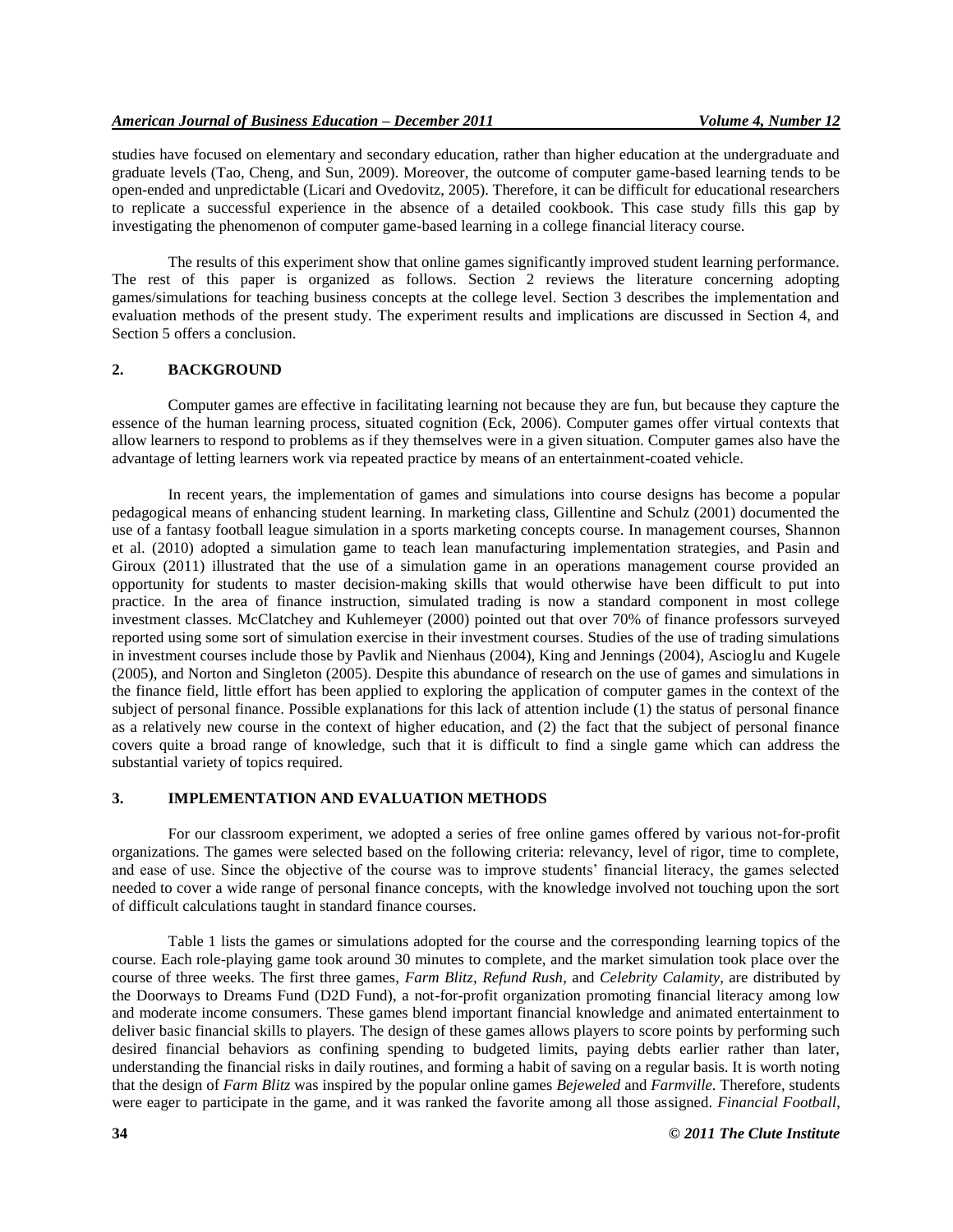studies have focused on elementary and secondary education, rather than higher education at the undergraduate and graduate levels (Tao, Cheng, and Sun, 2009). Moreover, the outcome of computer game-based learning tends to be open-ended and unpredictable (Licari and Ovedovitz, 2005). Therefore, it can be difficult for educational researchers to replicate a successful experience in the absence of a detailed cookbook. This case study fills this gap by investigating the phenomenon of computer game-based learning in a college financial literacy course.

The results of this experiment show that online games significantly improved student learning performance. The rest of this paper is organized as follows. Section 2 reviews the literature concerning adopting games/simulations for teaching business concepts at the college level. Section 3 describes the implementation and evaluation methods of the present study. The experiment results and implications are discussed in Section 4, and Section 5 offers a conclusion.

## 2. BACKGROUND

Computer games are effective in facilitating learning not because they are fun, but because they capture the essence of the human learning process, situated cognition (Eck, 2006). Computer games offer virtual contexts that allow learners to respond to problems as if they themselves were in a given situation. Computer games also have the advantage of letting learners work via repeated practice by means of an entertainment-coated vehicle.

In recent years, the implementation of games and simulations into course designs has become a popular pedagogical means of enhancing student learning. In marketing class, Gillentine and Schulz (2001) documented the use of a fantasy football league simulation in a sports marketing concepts course. In management courses, Shannon et al. (2010) adopted a simulation game to teach lean manufacturing implementation strategies, and Pasin and Giroux (2011) illustrated that the use of a simulation game in an operations management course provided an opportunity for students to master decision-making skills that would otherwise have been difficult to put into practice. In the area of finance instruction, simulated trading is now a standard component in most college investment classes. McClatchey and Kuhlemeyer (2000) pointed out that over 70% of finance professors surveyed reported using some sort of simulation exercise in their investment courses. Studies of the use of trading simulations in investment courses include those by Pavlik and Nienhaus (2004), King and Jennings (2004), Ascioglu and Kugele (2005), and Norton and Singleton (2005). Despite this abundance of research on the use of games and simulations in the finance field, little effort has been applied to exploring the application of computer games in the context of the subject of personal finance. Possible explanations for this lack of attention include (1) the status of personal finance as a relatively new course in the context of higher education, and (2) the fact that the subject of personal finance covers quite a broad range of knowledge, such that it is difficult to find a single game which can address the substantial variety of topics required.

## 3. IMPLEMENTATION AND EVALUATION METHODS

For our classroom experiment, we adopted a series of free online games offered by various not-for-profit organizations. The games were selected based on the following criteria: relevancy, level of rigor, time to complete, and ease of use. Since the objective of the course was to improve students' financial literacy, the games selected needed to cover a wide range of personal finance concepts, with the knowledge involved not touching upon the sort of difficult calculations taught in standard finance courses.

Table 1 lists the games or simulations adopted for the course and the corresponding learning topics of the course. Each role-playing game took around 30 minutes to complete, and the market simulation took place over the course of three weeks. The first three games, *Farm Blitz*, *Refund Rush*, and *Celebrity Calamity*, are distributed by the Doorways to Dreams Fund (D2D Fund), a not-for-profit organization promoting financial literacy among low and moderate income consumers. These games blend important financial knowledge and animated entertainment to deliver basic financial skills to players. The design of these games allows players to score points by performing such desired financial behaviors as confining spending to budgeted limits, paying debts earlier rather than later, understanding the financial risks in daily routines, and forming a habit of saving on a regular basis. It is worth noting that the design of *Farm Blitz* was inspired by the popular online games *Bejeweled* and *Farmville*. Therefore, students were eager to participate in the game, and it was ranked the favorite among all those assigned. *Financial Football*,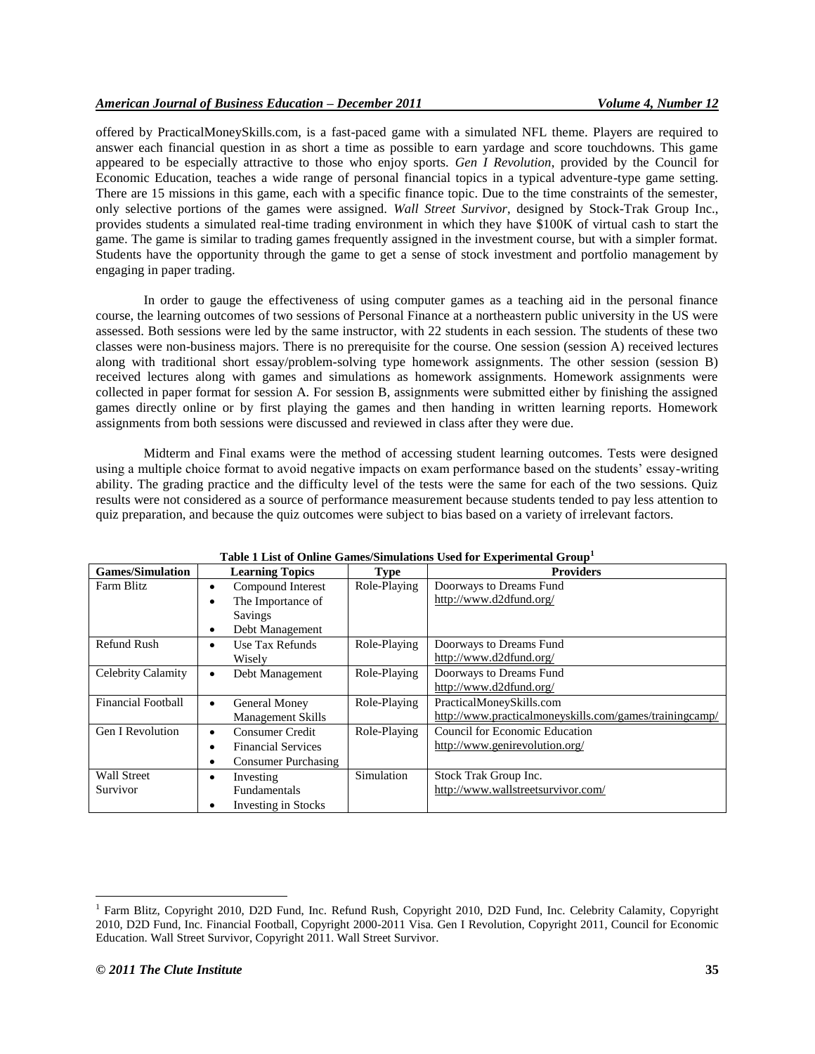offered by PracticalMoneySkills.com, is a fast-paced game with a simulated NFL theme. Players are required to answer each financial question in as short a time as possible to earn yardage and score touchdowns. This game appeared to be especially attractive to those who enjoy sports. *Gen I Revolution*, provided by the Council for Economic Education, teaches a wide range of personal financial topics in a typical adventure-type game setting. There are 15 missions in this game, each with a specific finance topic. Due to the time constraints of the semester, only selective portions of the games were assigned. *Wall Street Survivor*, designed by Stock-Trak Group Inc., provides students a simulated real-time trading environment in which they have $100K of virtual cash to start the game. The game is similar to trading games frequently assigned in the investment course, but with a simpler format. Students have the opportunity through the game to get a sense of stock investment and portfolio management by engaging in paper trading.

In order to gauge the effectiveness of using computer games as a teaching aid in the personal finance course, the learning outcomes of two sessions of Personal Finance at a northeastern public university in the US were assessed. Both sessions were led by the same instructor, with 22 students in each session. The students of these two classes were non-business majors. There is no prerequisite for the course. One session (session A) received lectures along with traditional short essay/problem-solving type homework assignments. The other session (session B) received lectures along with games and simulations as homework assignments. Homework assignments were collected in paper format for session A. For session B, assignments were submitted either by finishing the assigned games directly online or by first playing the games and then handing in written learning reports. Homework assignments from both sessions were discussed and reviewed in class after they were due.

Midterm and Final exams were the method of accessing student learning outcomes. Tests were designed using a multiple choice format to avoid negative impacts on exam performance based on the students' essay-writing ability. The grading practice and the difficulty level of the tests were the same for each of the two sessions. Quiz results were not considered as a source of performance measurement because students tended to pay less attention to quiz preparation, and because the quiz outcomes were subject to bias based on a variety of irrelevant factors.

**Table 1 List of Online Games/Simulations Used for Experimental Group[1]**

| Games/Simulation | Learning Topics | Type | Providers |
|---|---|---|---|
| Farm Blitz | • Compound Interest<br>• The Importance of Savings<br>• Debt Management | Role-Playing | Doorways to Dreams Fund<br>http://www.d2dfund.org/ |
| Refund Rush | • Use Tax Refunds Wisely | Role-Playing | Doorways to Dreams Fund<br>http://www.d2dfund.org/ |
| Celebrity Calamity | • Debt Management | Role-Playing | Doorways to Dreams Fund<br>http://www.d2dfund.org/ |
| Financial Football | • General Money Management Skills | Role-Playing | PracticalMoneySkills.com<br>http://www.practicalmoneyskills.com/games/trainingcamp/ |
| Gen I Revolution | • Consumer Credit<br>• Financial Services<br>• Consumer Purchasing | Role-Playing | Council for Economic Education<br>http://www.genirevolution.org/ |
| Wall Street Survivor | • Investing Fundamentals<br>• Investing in Stocks | Simulation | Stock Trak Group Inc.<br>http://www.wallstreetsurvivor.com/ |

[1] Farm Blitz, Copyright 2010, D2D Fund, Inc. Refund Rush, Copyright 2010, D2D Fund, Inc. Celebrity Calamity, Copyright 2010, D2D Fund, Inc. Financial Football, Copyright 2000-2011 Visa. Gen I Revolution, Copyright 2011, Council for Economic Education. Wall Street Survivor, Copyright 2011. Wall Street Survivor.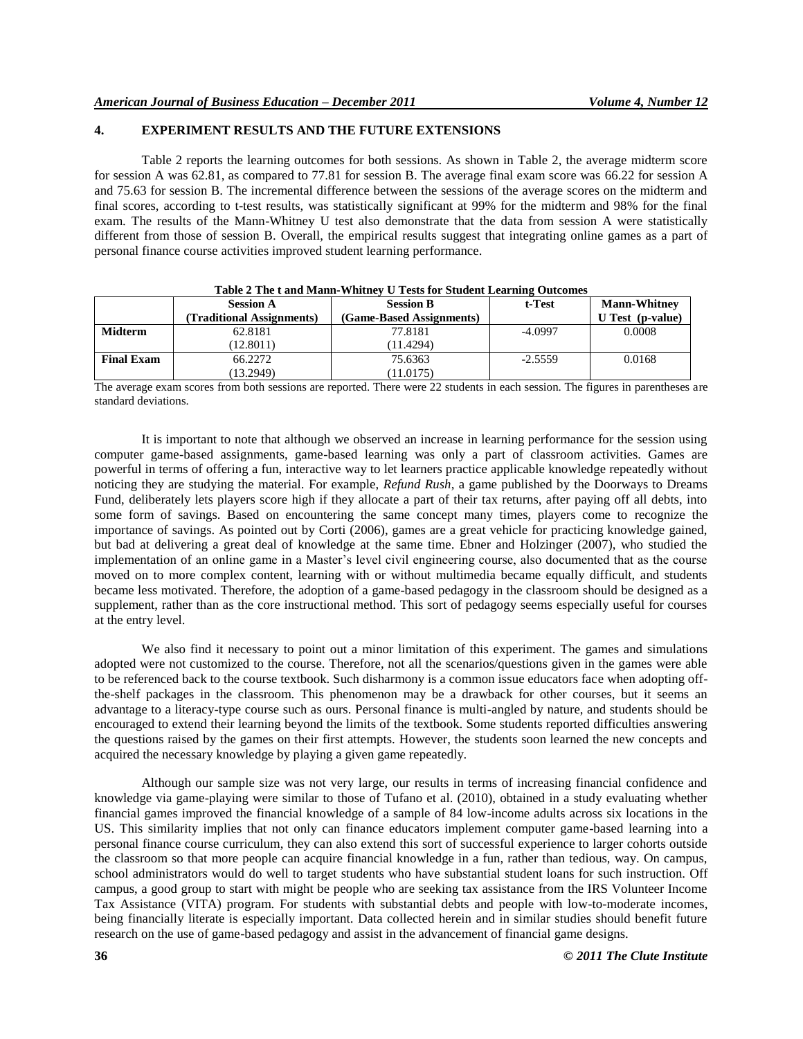## 4. EXPERIMENT RESULTS AND THE FUTURE EXTENSIONS

Table 2 reports the learning outcomes for both sessions. As shown in Table 2, the average midterm score for session A was 62.81, as compared to 77.81 for session B. The average final exam score was 66.22 for session A and 75.63 for session B. The incremental difference between the sessions of the average scores on the midterm and final scores, according to t-test results, was statistically significant at 99% for the midterm and 98% for the final exam. The results of the Mann-Whitney U test also demonstrate that the data from session A were statistically different from those of session B. Overall, the empirical results suggest that integrating online games as a part of personal finance course activities improved student learning performance.

**Table 2 The t and Mann-Whitney U Tests for Student Learning Outcomes**

| | Session A (Traditional Assignments) | Session B (Game-Based Assignments) | t-Test | Mann-Whitney U Test (p-value) |
|---|---|---|---|---|
| **Midterm** | 62.8181 (12.8011) | 77.8181 (11.4294) | -4.0997 | 0.0008 |
| **Final Exam** | 66.2272 (13.2949) | 75.6363 (11.0175) | -2.5559 | 0.0168 |

The average exam scores from both sessions are reported. There were 22 students in each session. The figures in parentheses are standard deviations.

It is important to note that although we observed an increase in learning performance for the session using computer game-based assignments, game-based learning was only a part of classroom activities. Games are powerful in terms of offering a fun, interactive way to let learners practice applicable knowledge repeatedly without noticing they are studying the material. For example, *Refund Rush*, a game published by the Doorways to Dreams Fund, deliberately lets players score high if they allocate a part of their tax returns, after paying off all debts, into some form of savings. Based on encountering the same concept many times, players come to recognize the importance of savings. As pointed out by Corti (2006), games are a great vehicle for practicing knowledge gained, but bad at delivering a great deal of knowledge at the same time. Ebner and Holzinger (2007), who studied the implementation of an online game in a Master's level civil engineering course, also documented that as the course moved on to more complex content, learning with or without multimedia became equally difficult, and students became less motivated. Therefore, the adoption of a game-based pedagogy in the classroom should be designed as a supplement, rather than as the core instructional method. This sort of pedagogy seems especially useful for courses at the entry level.

We also find it necessary to point out a minor limitation of this experiment. The games and simulations adopted were not customized to the course. Therefore, not all the scenarios/questions given in the games were able to be referenced back to the course textbook. Such disharmony is a common issue educators face when adopting off-the-shelf packages in the classroom. This phenomenon may be a drawback for other courses, but it seems an advantage to a literacy-type course such as ours. Personal finance is multi-angled by nature, and students should be encouraged to extend their learning beyond the limits of the textbook. Some students reported difficulties answering the questions raised by the games on their first attempts. However, the students soon learned the new concepts and acquired the necessary knowledge by playing a given game repeatedly.

Although our sample size was not very large, our results in terms of increasing financial confidence and knowledge via game-playing were similar to those of Tufano et al. (2010), obtained in a study evaluating whether financial games improved the financial knowledge of a sample of 84 low-income adults across six locations in the US. This similarity implies that not only can finance educators implement computer game-based learning into a personal finance course curriculum, they can also extend this sort of successful experience to larger cohorts outside the classroom so that more people can acquire financial knowledge in a fun, rather than tedious, way. On campus, school administrators would do well to target students who have substantial student loans for such instruction. Off campus, a good group to start with might be people who are seeking tax assistance from the IRS Volunteer Income Tax Assistance (VITA) program. For students with substantial debts and people with low-to-moderate incomes, being financially literate is especially important. Data collected herein and in similar studies should benefit future research on the use of game-based pedagogy and assist in the advancement of financial game designs.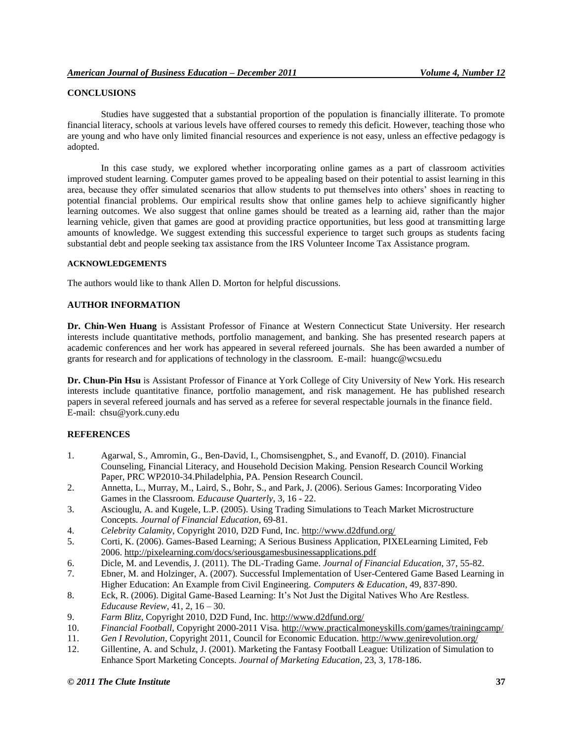## CONCLUSIONS

Studies have suggested that a substantial proportion of the population is financially illiterate. To promote financial literacy, schools at various levels have offered courses to remedy this deficit. However, teaching those who are young and who have only limited financial resources and experience is not easy, unless an effective pedagogy is adopted.

In this case study, we explored whether incorporating online games as a part of classroom activities improved student learning. Computer games proved to be appealing based on their potential to assist learning in this area, because they offer simulated scenarios that allow students to put themselves into others' shoes in reacting to potential financial problems. Our empirical results show that online games help to achieve significantly higher learning outcomes. We also suggest that online games should be treated as a learning aid, rather than the major learning vehicle, given that games are good at providing practice opportunities, but less good at transmitting large amounts of knowledge. We suggest extending this successful experience to target such groups as students facing substantial debt and people seeking tax assistance from the IRS Volunteer Income Tax Assistance program.

### ACKNOWLEDGEMENTS

The authors would like to thank Allen D. Morton for helpful discussions.

## AUTHOR INFORMATION

**Dr. Chin-Wen Huang** is Assistant Professor of Finance at Western Connecticut State University. Her research interests include quantitative methods, portfolio management, and banking. She has presented research papers at academic conferences and her work has appeared in several refereed journals. She has been awarded a number of grants for research and for applications of technology in the classroom. E-mail: huangc@wcsu.edu

**Dr. Chun-Pin Hsu** is Assistant Professor of Finance at York College of City University of New York. His research interests include quantitative finance, portfolio management, and risk management. He has published research papers in several refereed journals and has served as a referee for several respectable journals in the finance field. E-mail: chsu@york.cuny.edu

## REFERENCES

1. Agarwal, S., Amromin, G., Ben-David, I., Chomsisengphet, S., and Evanoff, D. (2010). Financial Counseling, Financial Literacy, and Household Decision Making. Pension Research Council Working Paper, PRC WP2010-34.Philadelphia, PA. Pension Research Council.
2. Annetta, L., Murray, M., Laird, S., Bohr, S., and Park, J. (2006). Serious Games: Incorporating Video Games in the Classroom. *Educause Quarterly*, 3, 16 - 22.
3. Asciouglu, A. and Kugele, L.P. (2005). Using Trading Simulations to Teach Market Microstructure Concepts. *Journal of Financial Education*, 69-81.
4. *Celebrity Calamity*, Copyright 2010, D2D Fund, Inc. http://www.d2dfund.org/
5. Corti, K. (2006). Games-Based Learning; A Serious Business Application, PIXELearning Limited, Feb 2006. http://pixelearning.com/docs/seriousgamesbusinessapplications.pdf
6. Dicle, M. and Levendis, J. (2011). The DL-Trading Game. *Journal of Financial Education*, 37, 55-82.
7. Ebner, M. and Holzinger, A. (2007). Successful Implementation of User-Centered Game Based Learning in Higher Education: An Example from Civil Engineering. *Computers & Education*, 49, 837-890.
8. Eck, R. (2006). Digital Game-Based Learning: It's Not Just the Digital Natives Who Are Restless. *Educause Review*, 41, 2, 16 – 30.
9. *Farm Blitz*, Copyright 2010, D2D Fund, Inc. http://www.d2dfund.org/
10. *Financial Football*, Copyright 2000-2011 Visa. http://www.practicalmoneyskills.com/games/trainingcamp/
11. *Gen I Revolution*, Copyright 2011, Council for Economic Education. http://www.genirevolution.org/
12. Gillentine, A. and Schulz, J. (2001). Marketing the Fantasy Football League: Utilization of Simulation to Enhance Sport Marketing Concepts. *Journal of Marketing Education*, 23, 3, 178-186.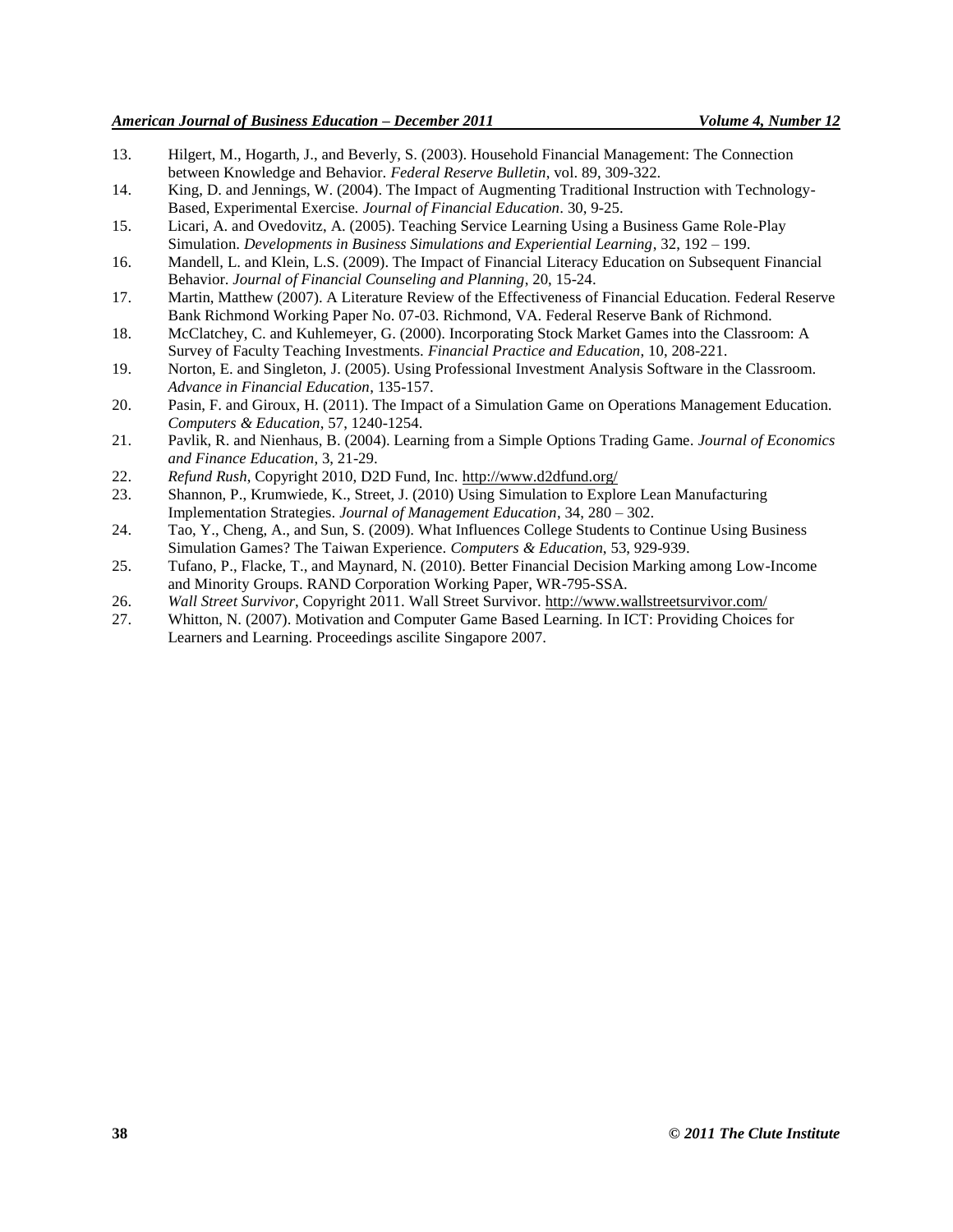13. Hilgert, M., Hogarth, J., and Beverly, S. (2003). Household Financial Management: The Connection between Knowledge and Behavior. *Federal Reserve Bulletin*, vol. 89, 309-322.
14. King, D. and Jennings, W. (2004). The Impact of Augmenting Traditional Instruction with Technology-Based, Experimental Exercise. *Journal of Financial Education*. 30, 9-25.
15. Licari, A. and Ovedovitz, A. (2005). Teaching Service Learning Using a Business Game Role-Play Simulation. *Developments in Business Simulations and Experiential Learning*, 32, 192 – 199.
16. Mandell, L. and Klein, L.S. (2009). The Impact of Financial Literacy Education on Subsequent Financial Behavior. *Journal of Financial Counseling and Planning*, 20, 15-24.
17. Martin, Matthew (2007). A Literature Review of the Effectiveness of Financial Education. Federal Reserve Bank Richmond Working Paper No. 07-03. Richmond, VA. Federal Reserve Bank of Richmond.
18. McClatchey, C. and Kuhlemeyer, G. (2000). Incorporating Stock Market Games into the Classroom: A Survey of Faculty Teaching Investments. *Financial Practice and Education*, 10, 208-221.
19. Norton, E. and Singleton, J. (2005). Using Professional Investment Analysis Software in the Classroom. *Advance in Financial Education*, 135-157.
20. Pasin, F. and Giroux, H. (2011). The Impact of a Simulation Game on Operations Management Education. *Computers & Education*, 57, 1240-1254.
21. Pavlik, R. and Nienhaus, B. (2004). Learning from a Simple Options Trading Game. *Journal of Economics and Finance Education*, 3, 21-29.
22. *Refund Rush*, Copyright 2010, D2D Fund, Inc. http://www.d2dfund.org/
23. Shannon, P., Krumwiede, K., Street, J. (2010) Using Simulation to Explore Lean Manufacturing Implementation Strategies. *Journal of Management Education*, 34, 280 – 302.
24. Tao, Y., Cheng, A., and Sun, S. (2009). What Influences College Students to Continue Using Business Simulation Games? The Taiwan Experience. *Computers & Education*, 53, 929-939.
25. Tufano, P., Flacke, T., and Maynard, N. (2010). Better Financial Decision Marking among Low-Income and Minority Groups. RAND Corporation Working Paper, WR-795-SSA.
26. *Wall Street Survivor*, Copyright 2011. Wall Street Survivor. http://www.wallstreetsurvivor.com/
27. Whitton, N. (2007). Motivation and Computer Game Based Learning. In ICT: Providing Choices for Learners and Learning. Proceedings ascilite Singapore 2007.